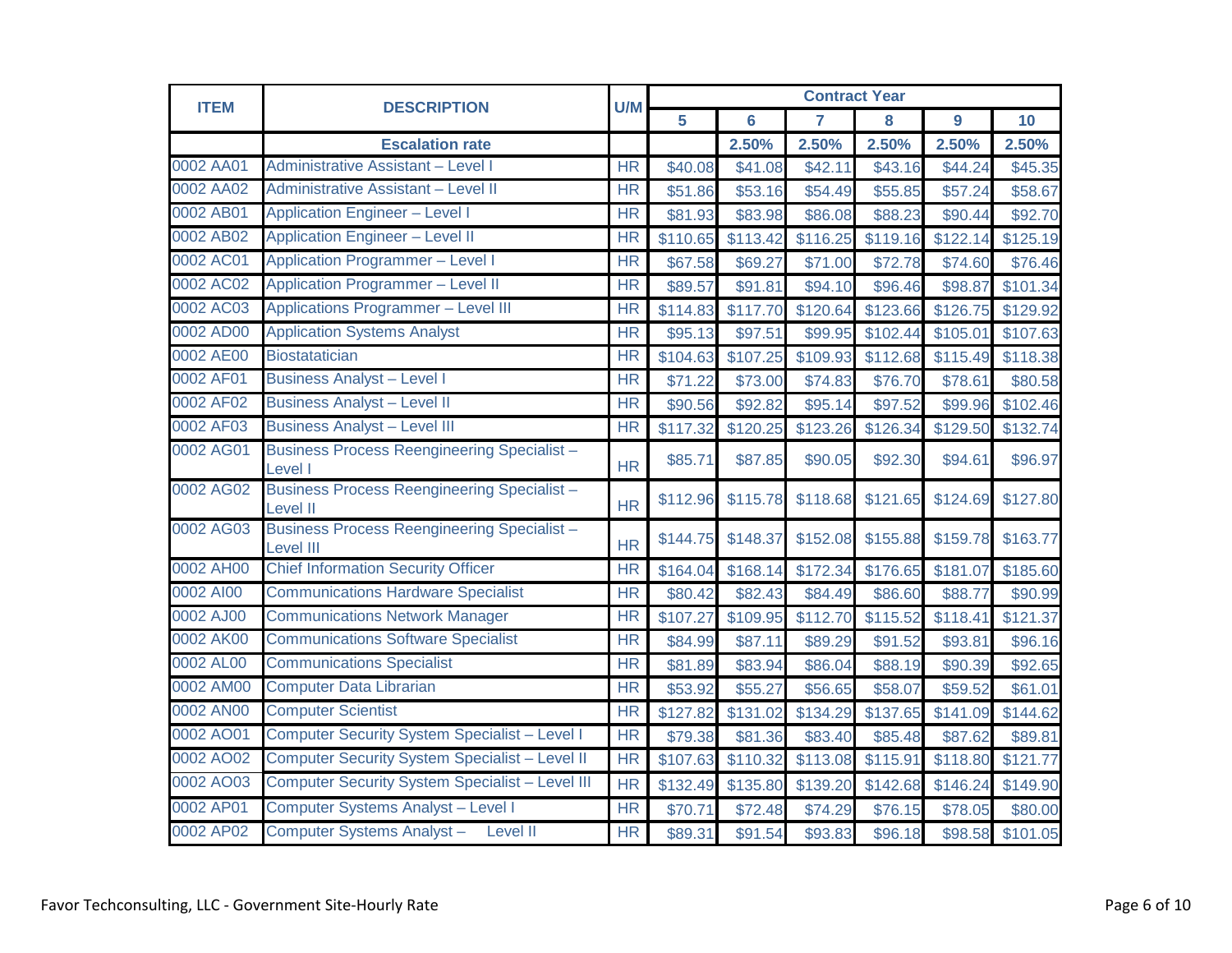| ITEM | DESCRIPTION | U/M | Contract Year | | | | | |
|---|---|---|---|---|---|---|---|---|
| | | | 5 | 6 | 7 | 8 | 9 | 10 |
| | **Escalation rate** | | | 2.50% | 2.50% | 2.50% | 2.50% | 2.50% |
| 0002 AA01 | Administrative Assistant – Level I | HR | $40.08 | $41.08 | $42.11 | $43.16 | $44.24 | $45.35 |
| 0002 AA02 | Administrative Assistant – Level II | HR | $51.86 | $53.16 | $54.49 | $55.85 | $57.24 | $58.67 |
| 0002 AB01 | Application Engineer – Level I | HR | $81.93 | $83.98 | $86.08 | $88.23 | $90.44 | $92.70 |
| 0002 AB02 | Application Engineer – Level II | HR | $110.65 | $113.42 | $116.25 | $119.16 | $122.14 | $125.19 |
| 0002 AC01 | Application Programmer – Level I | HR | $67.58 | $69.27 | $71.00 | $72.78 | $74.60 | $76.46 |
| 0002 AC02 | Application Programmer – Level II | HR | $89.57 | $91.81 | $94.10 | $96.46 | $98.87 | $101.34 |
| 0002 AC03 | Applications Programmer – Level III | HR | $114.83 | $117.70 | $120.64 | $123.66 | $126.75 | $129.92 |
| 0002 AD00 | Application Systems Analyst | HR | $95.13 | $97.51 | $99.95 | $102.44 | $105.01 | $107.63 |
| 0002 AE00 | Biostatatician | HR | $104.63 | $107.25 | $109.93 | $112.68 | $115.49 | $118.38 |
| 0002 AF01 | Business Analyst – Level I | HR | $71.22 | $73.00 | $74.83 | $76.70 | $78.61 | $80.58 |
| 0002 AF02 | Business Analyst – Level II | HR | $90.56 | $92.82 | $95.14 | $97.52 | $99.96 | $102.46 |
| 0002 AF03 | Business Analyst – Level III | HR | $117.32 | $120.25 | $123.26 | $126.34 | $129.50 | $132.74 |
| 0002 AG01 | Business Process Reengineering Specialist – Level I | HR | $85.71 | $87.85 | $90.05 | $92.30 | $94.61 | $96.97 |
| 0002 AG02 | Business Process Reengineering Specialist – Level II | HR | $112.96 | $115.78 | $118.68 | $121.65 | $124.69 | $127.80 |
| 0002 AG03 | Business Process Reengineering Specialist – Level III | HR | $144.75 | $148.37 | $152.08 | $155.88 | $159.78 | $163.77 |
| 0002 AH00 | Chief Information Security Officer | HR | $164.04 | $168.14 | $172.34 | $176.65 | $181.07 | $185.60 |
| 0002 AI00 | Communications Hardware Specialist | HR | $80.42 | $82.43 | $84.49 | $86.60 | $88.77 | $90.99 |
| 0002 AJ00 | Communications Network Manager | HR | $107.27 | $109.95 | $112.70 | $115.52 | $118.41 | $121.37 |
| 0002 AK00 | Communications Software Specialist | HR | $84.99 | $87.11 | $89.29 | $91.52 | $93.81 | $96.16 |
| 0002 AL00 | Communications Specialist | HR | $81.89 | $83.94 | $86.04 | $88.19 | $90.39 | $92.65 |
| 0002 AM00 | Computer Data Librarian | HR | $53.92 | $55.27 | $56.65 | $58.07 | $59.52 | $61.01 |
| 0002 AN00 | Computer Scientist | HR | $127.82 | $131.02 | $134.29 | $137.65 | $141.09 | $144.62 |
| 0002 AO01 | Computer Security System Specialist – Level I | HR | $79.38 | $81.36 | $83.40 | $85.48 | $87.62 | $89.81 |
| 0002 AO02 | Computer Security System Specialist – Level II | HR | $107.63 | $110.32 | $113.08 | $115.91 | $118.80 | $121.77 |
| 0002 AO03 | Computer Security System Specialist – Level III | HR | $132.49 | $135.80 | $139.20 | $142.68 | $146.24 | $149.90 |
| 0002 AP01 | Computer Systems Analyst – Level I | HR | $70.71 | $72.48 | $74.29 | $76.15 | $78.05 | $80.00 |
| 0002 AP02 | Computer Systems Analyst – Level II | HR | $89.31 | $91.54 | $93.83 | $96.18 | $98.58 | $101.05 |

Favor Techconsulting, LLC - Government Site-Hourly Rate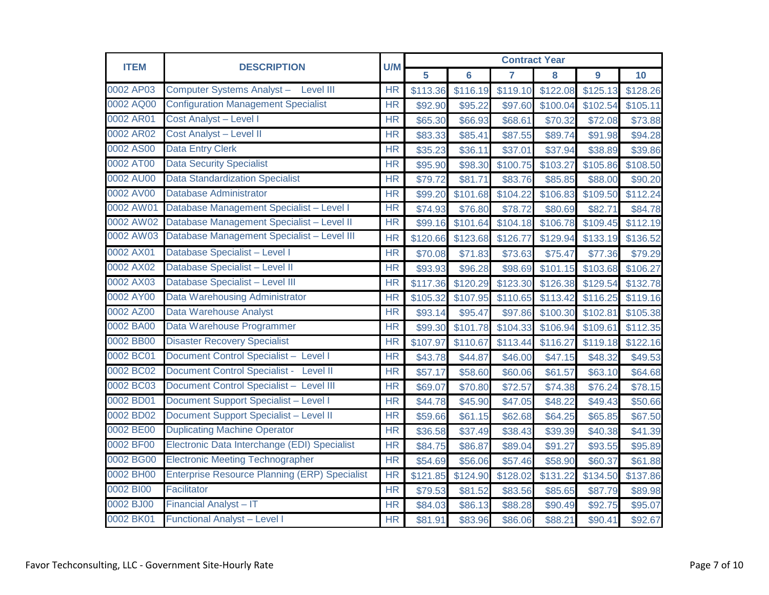| ITEM | DESCRIPTION | U/M | Contract Year | | | | | |
|---|---|---|---|---|---|---|---|---|
| | | | 5 | 6 | 7 | 8 | 9 | 10 |
| 0002 AP03 | Computer Systems Analyst – Level III | HR | $113.36 | $116.19 | $119.10 | $122.08 | $125.13 | $128.26 |
| 0002 AQ00 | Configuration Management Specialist | HR | $92.90 | $95.22 | $97.60 | $100.04 | $102.54 | $105.11 |
| 0002 AR01 | Cost Analyst – Level I | HR | $65.30 | $66.93 | $68.61 | $70.32 | $72.08 | $73.88 |
| 0002 AR02 | Cost Analyst – Level II | HR | $83.33 | $85.41 | $87.55 | $89.74 | $91.98 | $94.28 |
| 0002 AS00 | Data Entry Clerk | HR | $35.23 | $36.11 | $37.01 | $37.94 | $38.89 | $39.86 |
| 0002 AT00 | Data Security Specialist | HR | $95.90 | $98.30 | $100.75 | $103.27 | $105.86 | $108.50 |
| 0002 AU00 | Data Standardization Specialist | HR | $79.72 | $81.71 | $83.76 | $85.85 | $88.00 | $90.20 |
| 0002 AV00 | Database Administrator | HR | $99.20 | $101.68 | $104.22 | $106.83 | $109.50 | $112.24 |
| 0002 AW01 | Database Management Specialist – Level I | HR | $74.93 | $76.80 | $78.72 | $80.69 | $82.71 | $84.78 |
| 0002 AW02 | Database Management Specialist – Level II | HR | $99.16 | $101.64 | $104.18 | $106.78 | $109.45 | $112.19 |
| 0002 AW03 | Database Management Specialist – Level III | HR | $120.66 | $123.68 | $126.77 | $129.94 | $133.19 | $136.52 |
| 0002 AX01 | Database Specialist – Level I | HR | $70.08 | $71.83 | $73.63 | $75.47 | $77.36 | $79.29 |
| 0002 AX02 | Database Specialist – Level II | HR | $93.93 | $96.28 | $98.69 | $101.15 | $103.68 | $106.27 |
| 0002 AX03 | Database Specialist – Level III | HR | $117.36 | $120.29 | $123.30 | $126.38 | $129.54 | $132.78 |
| 0002 AY00 | Data Warehousing Administrator | HR | $105.32 | $107.95 | $110.65 | $113.42 | $116.25 | $119.16 |
| 0002 AZ00 | Data Warehouse Analyst | HR | $93.14 | $95.47 | $97.86 | $100.30 | $102.81 | $105.38 |
| 0002 BA00 | Data Warehouse Programmer | HR | $99.30 | $101.78 | $104.33 | $106.94 | $109.61 | $112.35 |
| 0002 BB00 | Disaster Recovery Specialist | HR | $107.97 | $110.67 | $113.44 | $116.27 | $119.18 | $122.16 |
| 0002 BC01 | Document Control Specialist – Level I | HR | $43.78 | $44.87 | $46.00 | $47.15 | $48.32 | $49.53 |
| 0002 BC02 | Document Control Specialist - Level II | HR | $57.17 | $58.60 | $60.06 | $61.57 | $63.10 | $64.68 |
| 0002 BC03 | Document Control Specialist – Level III | HR | $69.07 | $70.80 | $72.57 | $74.38 | $76.24 | $78.15 |
| 0002 BD01 | Document Support Specialist – Level I | HR | $44.78 | $45.90 | $47.05 | $48.22 | $49.43 | $50.66 |
| 0002 BD02 | Document Support Specialist – Level II | HR | $59.66 | $61.15 | $62.68 | $64.25 | $65.85 | $67.50 |
| 0002 BE00 | Duplicating Machine Operator | HR | $36.58 | $37.49 | $38.43 | $39.39 | $40.38 | $41.39 |
| 0002 BF00 | Electronic Data Interchange (EDI) Specialist | HR | $84.75 | $86.87 | $89.04 | $91.27 | $93.55 | $95.89 |
| 0002 BG00 | Electronic Meeting Technographer | HR | $54.69 | $56.06 | $57.46 | $58.90 | $60.37 | $61.88 |
| 0002 BH00 | Enterprise Resource Planning (ERP) Specialist | HR | $121.85 | $124.90 | $128.02 | $131.22 | $134.50 | $137.86 |
| 0002 BI00 | Facilitator | HR | $79.53 | $81.52 | $83.56 | $85.65 | $87.79 | $89.98 |
| 0002 BJ00 | Financial Analyst – IT | HR | $84.03 | $86.13 | $88.28 | $90.49 | $92.75 | $95.07 |
| 0002 BK01 | Functional Analyst – Level I | HR | $81.91 | $83.96 | $86.06 | $88.21 | $90.41 | $92.67 |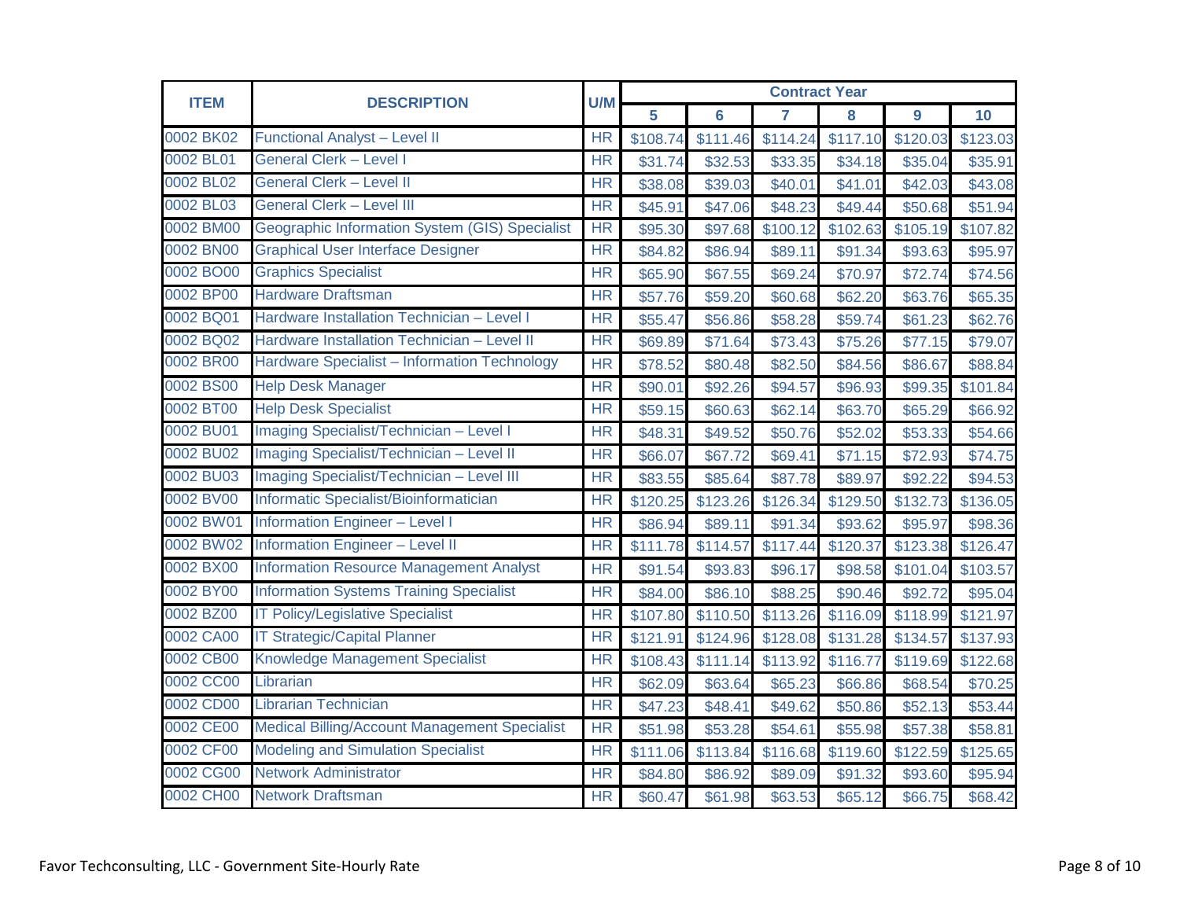| ITEM | DESCRIPTION | U/M | Contract Year | | | | | |
|---|---|---|---|---|---|---|---|---|
| | | | 5 | 6 | 7 | 8 | 9 | 10 |
| 0002 BK02 | Functional Analyst – Level II | HR | $108.74 | $111.46 | $114.24 | $117.10 | $120.03 | $123.03 |
| 0002 BL01 | General Clerk – Level I | HR | $31.74 | $32.53 | $33.35 | $34.18 | $35.04 | $35.91 |
| 0002 BL02 | General Clerk – Level II | HR | $38.08 | $39.03 | $40.01 | $41.01 | $42.03 | $43.08 |
| 0002 BL03 | General Clerk – Level III | HR | $45.91 | $47.06 | $48.23 | $49.44 | $50.68 | $51.94 |
| 0002 BM00 | Geographic Information System (GIS) Specialist | HR | $95.30 | $97.68 | $100.12 | $102.63 | $105.19 | $107.82 |
| 0002 BN00 | Graphical User Interface Designer | HR | $84.82 | $86.94 | $89.11 | $91.34 | $93.63 | $95.97 |
| 0002 BO00 | Graphics Specialist | HR | $65.90 | $67.55 | $69.24 | $70.97 | $72.74 | $74.56 |
| 0002 BP00 | Hardware Draftsman | HR | $57.76 | $59.20 | $60.68 | $62.20 | $63.76 | $65.35 |
| 0002 BQ01 | Hardware Installation Technician – Level I | HR | $55.47 | $56.86 | $58.28 | $59.74 | $61.23 | $62.76 |
| 0002 BQ02 | Hardware Installation Technician – Level II | HR | $69.89 | $71.64 | $73.43 | $75.26 | $77.15 | $79.07 |
| 0002 BR00 | Hardware Specialist – Information Technology | HR | $78.52 | $80.48 | $82.50 | $84.56 | $86.67 | $88.84 |
| 0002 BS00 | Help Desk Manager | HR | $90.01 | $92.26 | $94.57 | $96.93 | $99.35 | $101.84 |
| 0002 BT00 | Help Desk Specialist | HR | $59.15 | $60.63 | $62.14 | $63.70 | $65.29 | $66.92 |
| 0002 BU01 | Imaging Specialist/Technician – Level I | HR | $48.31 | $49.52 | $50.76 | $52.02 | $53.33 | $54.66 |
| 0002 BU02 | Imaging Specialist/Technician – Level II | HR | $66.07 | $67.72 | $69.41 | $71.15 | $72.93 | $74.75 |
| 0002 BU03 | Imaging Specialist/Technician – Level III | HR | $83.55 | $85.64 | $87.78 | $89.97 | $92.22 | $94.53 |
| 0002 BV00 | Informatic Specialist/Bioinformatician | HR | $120.25 | $123.26 | $126.34 | $129.50 | $132.73 | $136.05 |
| 0002 BW01 | Information Engineer – Level I | HR | $86.94 | $89.11 | $91.34 | $93.62 | $95.97 | $98.36 |
| 0002 BW02 | Information Engineer – Level II | HR | $111.78 | $114.57 | $117.44 | $120.37 | $123.38 | $126.47 |
| 0002 BX00 | Information Resource Management Analyst | HR | $91.54 | $93.83 | $96.17 | $98.58 | $101.04 | $103.57 |
| 0002 BY00 | Information Systems Training Specialist | HR | $84.00 | $86.10 | $88.25 | $90.46 | $92.72 | $95.04 |
| 0002 BZ00 | IT Policy/Legislative Specialist | HR | $107.80 | $110.50 | $113.26 | $116.09 | $118.99 | $121.97 |
| 0002 CA00 | IT Strategic/Capital Planner | HR | $121.91 | $124.96 | $128.08 | $131.28 | $134.57 | $137.93 |
| 0002 CB00 | Knowledge Management Specialist | HR | $108.43 | $111.14 | $113.92 | $116.77 | $119.69 | $122.68 |
| 0002 CC00 | Librarian | HR | $62.09 | $63.64 | $65.23 | $66.86 | $68.54 | $70.25 |
| 0002 CD00 | Librarian Technician | HR | $47.23 | $48.41 | $49.62 | $50.86 | $52.13 | $53.44 |
| 0002 CE00 | Medical Billing/Account Management Specialist | HR | $51.98 | $53.28 | $54.61 | $55.98 | $57.38 | $58.81 |
| 0002 CF00 | Modeling and Simulation Specialist | HR | $111.06 | $113.84 | $116.68 | $119.60 | $122.59 | $125.65 |
| 0002 CG00 | Network Administrator | HR | $84.80 | $86.92 | $89.09 | $91.32 | $93.60 | $95.94 |
| 0002 CH00 | Network Draftsman | HR | $60.47 | $61.98 | $63.53 | $65.12 | $66.75 | $68.42 |

Favor Techconsulting, LLC - Government Site-Hourly Rate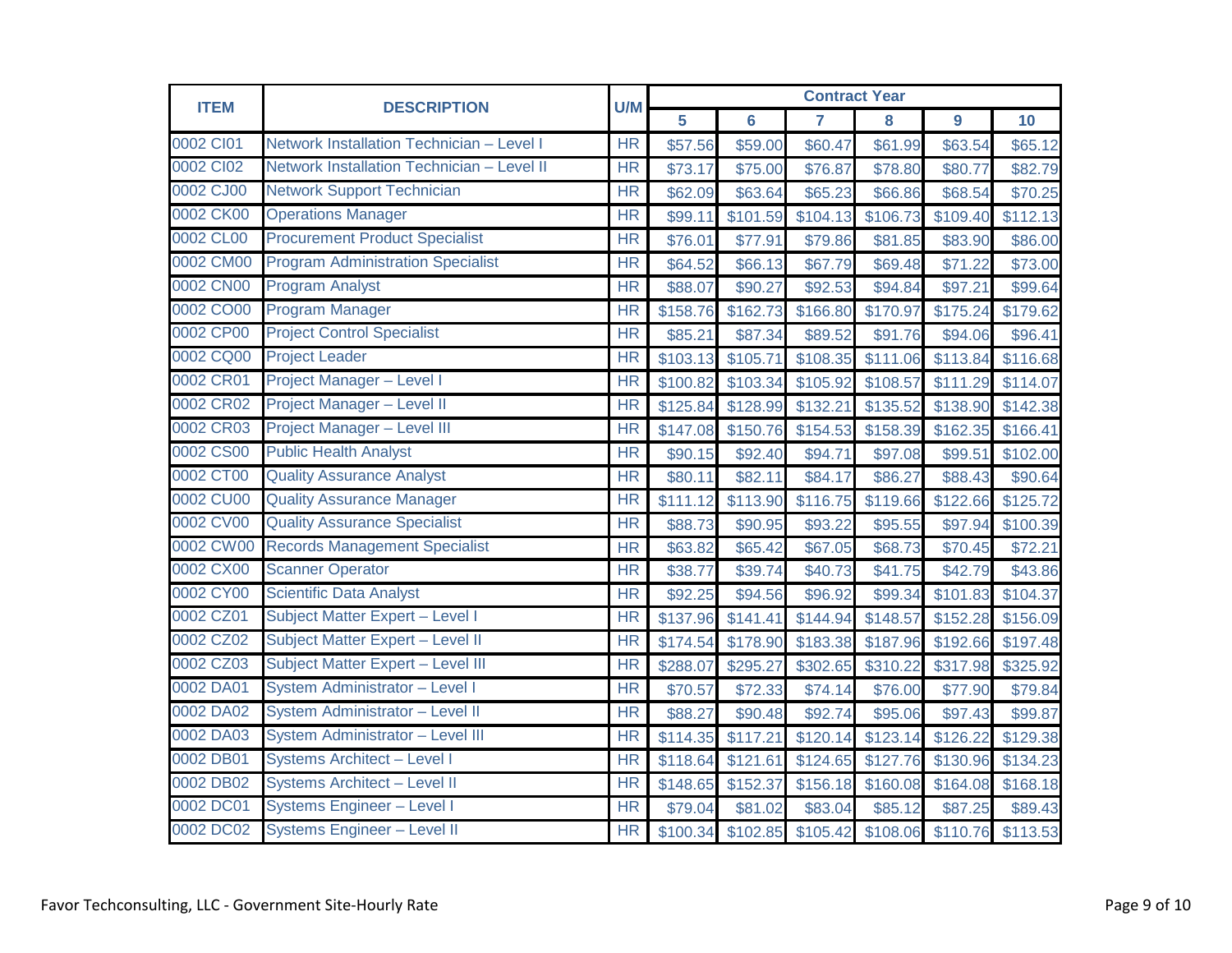| ITEM | DESCRIPTION | U/M | Contract Year | | | | | |
|---|---|---|---|---|---|---|---|---|
| | | | 5 | 6 | 7 | 8 | 9 | 10 |
| 0002 CI01 | Network Installation Technician – Level I | HR | $57.56 | $59.00 | $60.47 | $61.99 | $63.54 | $65.12 |
| 0002 CI02 | Network Installation Technician – Level II | HR | $73.17 | $75.00 | $76.87 | $78.80 | $80.77 | $82.79 |
| 0002 CJ00 | Network Support Technician | HR | $62.09 | $63.64 | $65.23 | $66.86 | $68.54 | $70.25 |
| 0002 CK00 | Operations Manager | HR | $99.11 | $101.59 | $104.13 | $106.73 | $109.40 | $112.13 |
| 0002 CL00 | Procurement Product Specialist | HR | $76.01 | $77.91 | $79.86 | $81.85 | $83.90 | $86.00 |
| 0002 CM00 | Program Administration Specialist | HR | $64.52 | $66.13 | $67.79 | $69.48 | $71.22 | $73.00 |
| 0002 CN00 | Program Analyst | HR | $88.07 | $90.27 | $92.53 | $94.84 | $97.21 | $99.64 |
| 0002 CO00 | Program Manager | HR | $158.76 | $162.73 | $166.80 | $170.97 | $175.24 | $179.62 |
| 0002 CP00 | Project Control Specialist | HR | $85.21 | $87.34 | $89.52 | $91.76 | $94.06 | $96.41 |
| 0002 CQ00 | Project Leader | HR | $103.13 | $105.71 | $108.35 | $111.06 | $113.84 | $116.68 |
| 0002 CR01 | Project Manager – Level I | HR | $100.82 | $103.34 | $105.92 | $108.57 | $111.29 | $114.07 |
| 0002 CR02 | Project Manager – Level II | HR | $125.84 | $128.99 | $132.21 | $135.52 | $138.90 | $142.38 |
| 0002 CR03 | Project Manager – Level III | HR | $147.08 | $150.76 | $154.53 | $158.39 | $162.35 | $166.41 |
| 0002 CS00 | Public Health Analyst | HR | $90.15 | $92.40 | $94.71 | $97.08 | $99.51 | $102.00 |
| 0002 CT00 | Quality Assurance Analyst | HR | $80.11 | $82.11 | $84.17 | $86.27 | $88.43 | $90.64 |
| 0002 CU00 | Quality Assurance Manager | HR | $111.12 | $113.90 | $116.75 | $119.66 | $122.66 | $125.72 |
| 0002 CV00 | Quality Assurance Specialist | HR | $88.73 | $90.95 | $93.22 | $95.55 | $97.94 | $100.39 |
| 0002 CW00 | Records Management Specialist | HR | $63.82 | $65.42 | $67.05 | $68.73 | $70.45 | $72.21 |
| 0002 CX00 | Scanner Operator | HR | $38.77 | $39.74 | $40.73 | $41.75 | $42.79 | $43.86 |
| 0002 CY00 | Scientific Data Analyst | HR | $92.25 | $94.56 | $96.92 | $99.34 | $101.83 | $104.37 |
| 0002 CZ01 | Subject Matter Expert – Level I | HR | $137.96 | $141.41 | $144.94 | $148.57 | $152.28 | $156.09 |
| 0002 CZ02 | Subject Matter Expert – Level II | HR | $174.54 | $178.90 | $183.38 | $187.96 | $192.66 | $197.48 |
| 0002 CZ03 | Subject Matter Expert – Level III | HR | $288.07 | $295.27 | $302.65 | $310.22 | $317.98 | $325.92 |
| 0002 DA01 | System Administrator – Level I | HR | $70.57 | $72.33 | $74.14 | $76.00 | $77.90 | $79.84 |
| 0002 DA02 | System Administrator – Level II | HR | $88.27 | $90.48 | $92.74 | $95.06 | $97.43 | $99.87 |
| 0002 DA03 | System Administrator – Level III | HR | $114.35 | $117.21 | $120.14 | $123.14 | $126.22 | $129.38 |
| 0002 DB01 | Systems Architect – Level I | HR | $118.64 | $121.61 | $124.65 | $127.76 | $130.96 | $134.23 |
| 0002 DB02 | Systems Architect – Level II | HR | $148.65 | $152.37 | $156.18 | $160.08 | $164.08 | $168.18 |
| 0002 DC01 | Systems Engineer – Level I | HR | $79.04 | $81.02 | $83.04 | $85.12 | $87.25 | $89.43 |
| 0002 DC02 | Systems Engineer – Level II | HR | $100.34 | $102.85 | $105.42 | $108.06 | $110.76 | $113.53 |

Favor Techconsulting, LLC - Government Site-Hourly Rate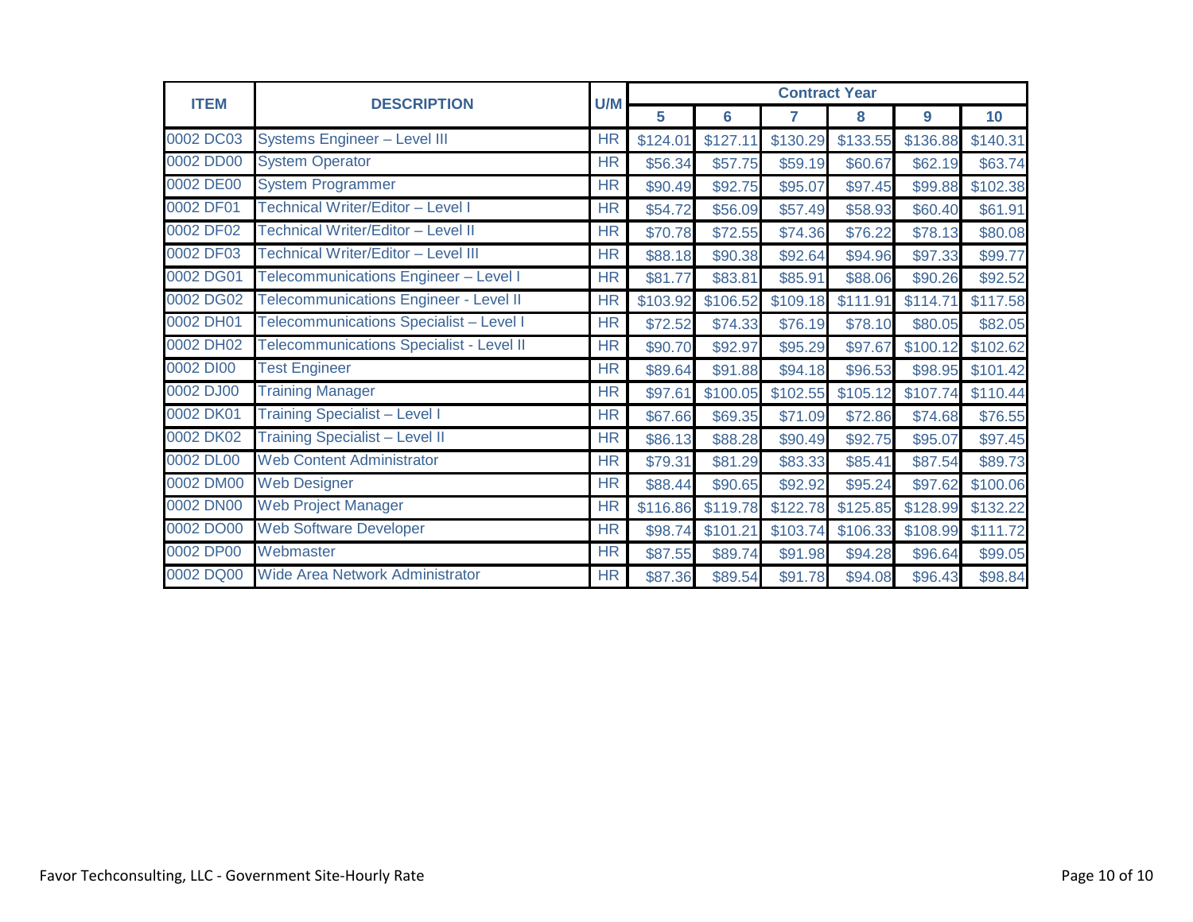| ITEM | DESCRIPTION | U/M | Contract Year | | | | | |
|---|---|---|---|---|---|---|---|---|
| | | | 5 | 6 | 7 | 8 | 9 | 10 |
| 0002 DC03 | Systems Engineer – Level III | HR | $124.01 | $127.11 | $130.29 | $133.55 | $136.88 | $140.31 |
| 0002 DD00 | System Operator | HR | $56.34 | $57.75 | $59.19 | $60.67 | $62.19 | $63.74 |
| 0002 DE00 | System Programmer | HR | $90.49 | $92.75 | $95.07 | $97.45 | $99.88 | $102.38 |
| 0002 DF01 | Technical Writer/Editor – Level I | HR | $54.72 | $56.09 | $57.49 | $58.93 | $60.40 | $61.91 |
| 0002 DF02 | Technical Writer/Editor – Level II | HR | $70.78 | $72.55 | $74.36 | $76.22 | $78.13 | $80.08 |
| 0002 DF03 | Technical Writer/Editor – Level III | HR | $88.18 | $90.38 | $92.64 | $94.96 | $97.33 | $99.77 |
| 0002 DG01 | Telecommunications Engineer – Level I | HR | $81.77 | $83.81 | $85.91 | $88.06 | $90.26 | $92.52 |
| 0002 DG02 | Telecommunications Engineer - Level II | HR | $103.92 | $106.52 | $109.18 | $111.91 | $114.71 | $117.58 |
| 0002 DH01 | Telecommunications Specialist – Level I | HR | $72.52 | $74.33 | $76.19 | $78.10 | $80.05 | $82.05 |
| 0002 DH02 | Telecommunications Specialist - Level II | HR | $90.70 | $92.97 | $95.29 | $97.67 | $100.12 | $102.62 |
| 0002 DI00 | Test Engineer | HR | $89.64 | $91.88 | $94.18 | $96.53 | $98.95 | $101.42 |
| 0002 DJ00 | Training Manager | HR | $97.61 | $100.05 | $102.55 | $105.12 | $107.74 | $110.44 |
| 0002 DK01 | Training Specialist – Level I | HR | $67.66 | $69.35 | $71.09 | $72.86 | $74.68 | $76.55 |
| 0002 DK02 | Training Specialist – Level II | HR | $86.13 | $88.28 | $90.49 | $92.75 | $95.07 | $97.45 |
| 0002 DL00 | Web Content Administrator | HR | $79.31 | $81.29 | $83.33 | $85.41 | $87.54 | $89.73 |
| 0002 DM00 | Web Designer | HR | $88.44 | $90.65 | $92.92 | $95.24 | $97.62 | $100.06 |
| 0002 DN00 | Web Project Manager | HR | $116.86 | $119.78 | $122.78 | $125.85 | $128.99 | $132.22 |
| 0002 DO00 | Web Software Developer | HR | $98.74 | $101.21 | $103.74 | $106.33 | $108.99 | $111.72 |
| 0002 DP00 | Webmaster | HR | $87.55 | $89.74 | $91.98 | $94.28 | $96.64 | $99.05 |
| 0002 DQ00 | Wide Area Network Administrator | HR | $87.36 | $89.54 | $91.78 | $94.08 | $96.43 | $98.84 |